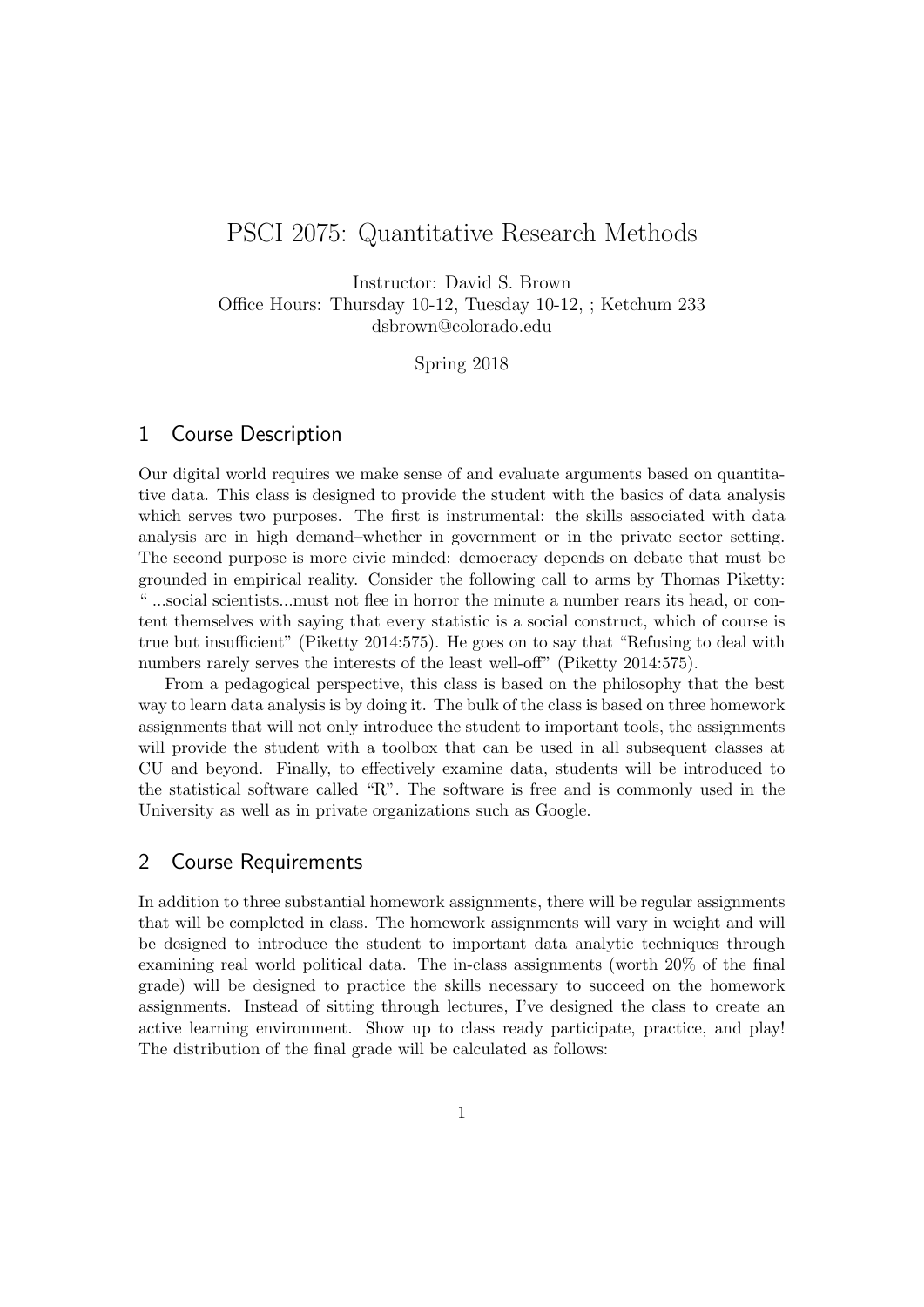# PSCI 2075: Quantitative Research Methods

Instructor: David S. Brown
Office Hours: Thursday 10-12, Tuesday 10-12, ; Ketchum 233
dsbrown@colorado.edu

Spring 2018

## 1 Course Description

Our digital world requires we make sense of and evaluate arguments based on quantitative data. This class is designed to provide the student with the basics of data analysis which serves two purposes. The first is instrumental: the skills associated with data analysis are in high demand–whether in government or in the private sector setting. The second purpose is more civic minded: democracy depends on debate that must be grounded in empirical reality. Consider the following call to arms by Thomas Piketty: " ...social scientists...must not flee in horror the minute a number rears its head, or content themselves with saying that every statistic is a social construct, which of course is true but insufficient" (Piketty 2014:575). He goes on to say that "Refusing to deal with numbers rarely serves the interests of the least well-off" (Piketty 2014:575).

From a pedagogical perspective, this class is based on the philosophy that the best way to learn data analysis is by doing it. The bulk of the class is based on three homework assignments that will not only introduce the student to important tools, the assignments will provide the student with a toolbox that can be used in all subsequent classes at CU and beyond. Finally, to effectively examine data, students will be introduced to the statistical software called "R". The software is free and is commonly used in the University as well as in private organizations such as Google.

## 2 Course Requirements

In addition to three substantial homework assignments, there will be regular assignments that will be completed in class. The homework assignments will vary in weight and will be designed to introduce the student to important data analytic techniques through examining real world political data. The in-class assignments (worth 20% of the final grade) will be designed to practice the skills necessary to succeed on the homework assignments. Instead of sitting through lectures, I've designed the class to create an active learning environment. Show up to class ready participate, practice, and play! The distribution of the final grade will be calculated as follows: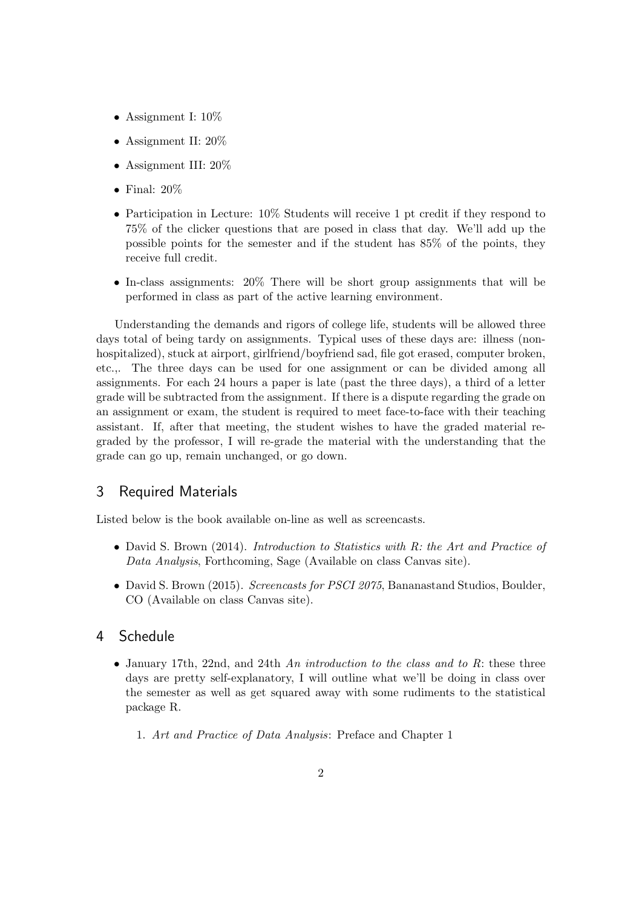- Assignment I: 10%
- Assignment II: 20%
- Assignment III: 20%
- Final: 20%
- Participation in Lecture: 10% Students will receive 1 pt credit if they respond to 75% of the clicker questions that are posed in class that day. We'll add up the possible points for the semester and if the student has 85% of the points, they receive full credit.
- In-class assignments: 20% There will be short group assignments that will be performed in class as part of the active learning environment.

Understanding the demands and rigors of college life, students will be allowed three days total of being tardy on assignments. Typical uses of these days are: illness (non-hospitalized), stuck at airport, girlfriend/boyfriend sad, file got erased, computer broken, etc.,. The three days can be used for one assignment or can be divided among all assignments. For each 24 hours a paper is late (past the three days), a third of a letter grade will be subtracted from the assignment. If there is a dispute regarding the grade on an assignment or exam, the student is required to meet face-to-face with their teaching assistant. If, after that meeting, the student wishes to have the graded material re-graded by the professor, I will re-grade the material with the understanding that the grade can go up, remain unchanged, or go down.

## 3 Required Materials

Listed below is the book available on-line as well as screencasts.

- David S. Brown (2014). *Introduction to Statistics with R: the Art and Practice of Data Analysis*, Forthcoming, Sage (Available on class Canvas site).
- David S. Brown (2015). *Screencasts for PSCI 2075*, Bananastand Studios, Boulder, CO (Available on class Canvas site).

## 4 Schedule

- January 17th, 22nd, and 24th *An introduction to the class and to R*: these three days are pretty self-explanatory, I will outline what we'll be doing in class over the semester as well as get squared away with some rudiments to the statistical package R.

  1. *Art and Practice of Data Analysis*: Preface and Chapter 1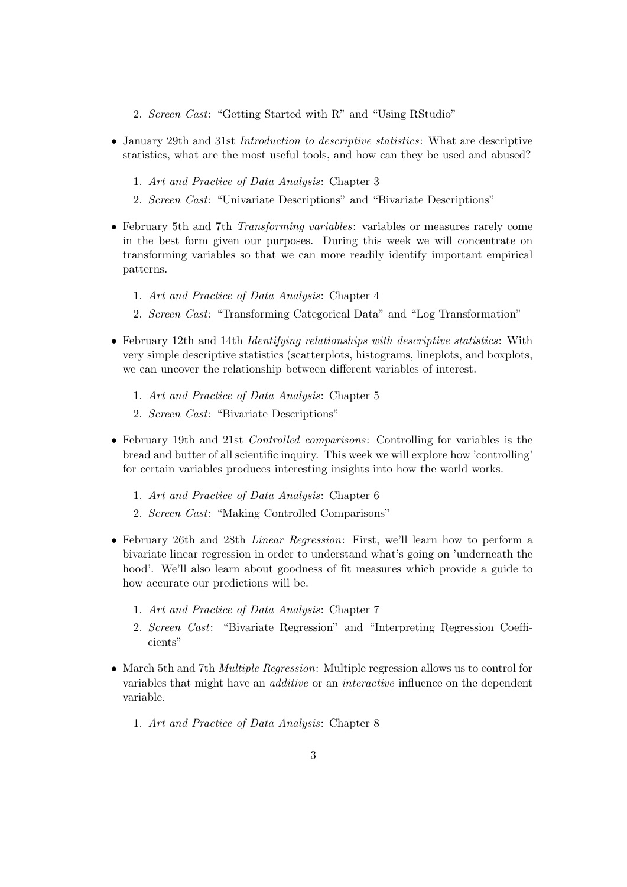2. *Screen Cast*: "Getting Started with R" and "Using RStudio"

- January 29th and 31st *Introduction to descriptive statistics*: What are descriptive statistics, what are the most useful tools, and how can they be used and abused?

  1. *Art and Practice of Data Analysis*: Chapter 3
  2. *Screen Cast*: "Univariate Descriptions" and "Bivariate Descriptions"

- February 5th and 7th *Transforming variables*: variables or measures rarely come in the best form given our purposes. During this week we will concentrate on transforming variables so that we can more readily identify important empirical patterns.

  1. *Art and Practice of Data Analysis*: Chapter 4
  2. *Screen Cast*: "Transforming Categorical Data" and "Log Transformation"

- February 12th and 14th *Identifying relationships with descriptive statistics*: With very simple descriptive statistics (scatterplots, histograms, lineplots, and boxplots, we can uncover the relationship between different variables of interest.

  1. *Art and Practice of Data Analysis*: Chapter 5
  2. *Screen Cast*: "Bivariate Descriptions"

- February 19th and 21st *Controlled comparisons*: Controlling for variables is the bread and butter of all scientific inquiry. This week we will explore how 'controlling' for certain variables produces interesting insights into how the world works.

  1. *Art and Practice of Data Analysis*: Chapter 6
  2. *Screen Cast*: "Making Controlled Comparisons"

- February 26th and 28th *Linear Regression*: First, we'll learn how to perform a bivariate linear regression in order to understand what's going on 'underneath the hood'. We'll also learn about goodness of fit measures which provide a guide to how accurate our predictions will be.

  1. *Art and Practice of Data Analysis*: Chapter 7
  2. *Screen Cast*: "Bivariate Regression" and "Interpreting Regression Coefficients"

- March 5th and 7th *Multiple Regression*: Multiple regression allows us to control for variables that might have an *additive* or an *interactive* influence on the dependent variable.

  1. *Art and Practice of Data Analysis*: Chapter 8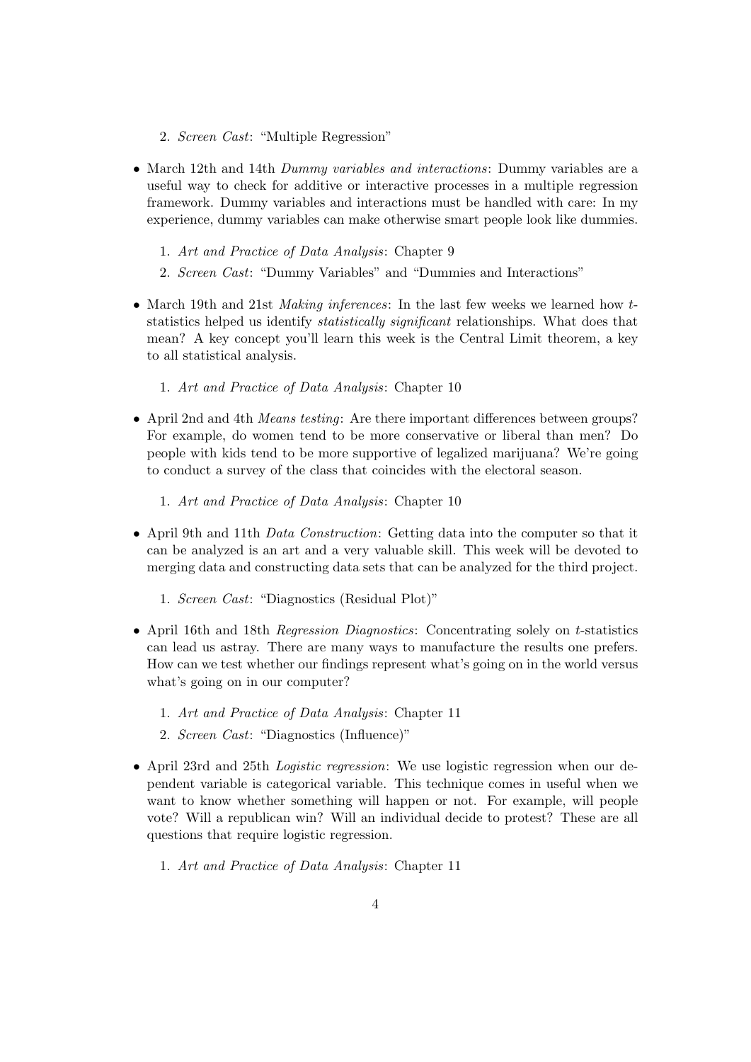2. *Screen Cast*: "Multiple Regression"

- March 12th and 14th *Dummy variables and interactions*: Dummy variables are a useful way to check for additive or interactive processes in a multiple regression framework. Dummy variables and interactions must be handled with care: In my experience, dummy variables can make otherwise smart people look like dummies.

  1. *Art and Practice of Data Analysis*: Chapter 9
  2. *Screen Cast*: "Dummy Variables" and "Dummies and Interactions"

- March 19th and 21st *Making inferences*: In the last few weeks we learned how $t$-statistics helped us identify *statistically significant* relationships. What does that mean? A key concept you'll learn this week is the Central Limit theorem, a key to all statistical analysis.

  1. *Art and Practice of Data Analysis*: Chapter 10

- April 2nd and 4th *Means testing*: Are there important differences between groups? For example, do women tend to be more conservative or liberal than men? Do people with kids tend to be more supportive of legalized marijuana? We're going to conduct a survey of the class that coincides with the electoral season.

  1. *Art and Practice of Data Analysis*: Chapter 10

- April 9th and 11th *Data Construction*: Getting data into the computer so that it can be analyzed is an art and a very valuable skill. This week will be devoted to merging data and constructing data sets that can be analyzed for the third project.

  1. *Screen Cast*: "Diagnostics (Residual Plot)"

- April 16th and 18th *Regression Diagnostics*: Concentrating solely on $t$-statistics can lead us astray. There are many ways to manufacture the results one prefers. How can we test whether our findings represent what's going on in the world versus what's going on in our computer?

  1. *Art and Practice of Data Analysis*: Chapter 11
  2. *Screen Cast*: "Diagnostics (Influence)"

- April 23rd and 25th *Logistic regression*: We use logistic regression when our dependent variable is categorical variable. This technique comes in useful when we want to know whether something will happen or not. For example, will people vote? Will a republican win? Will an individual decide to protest? These are all questions that require logistic regression.

  1. *Art and Practice of Data Analysis*: Chapter 11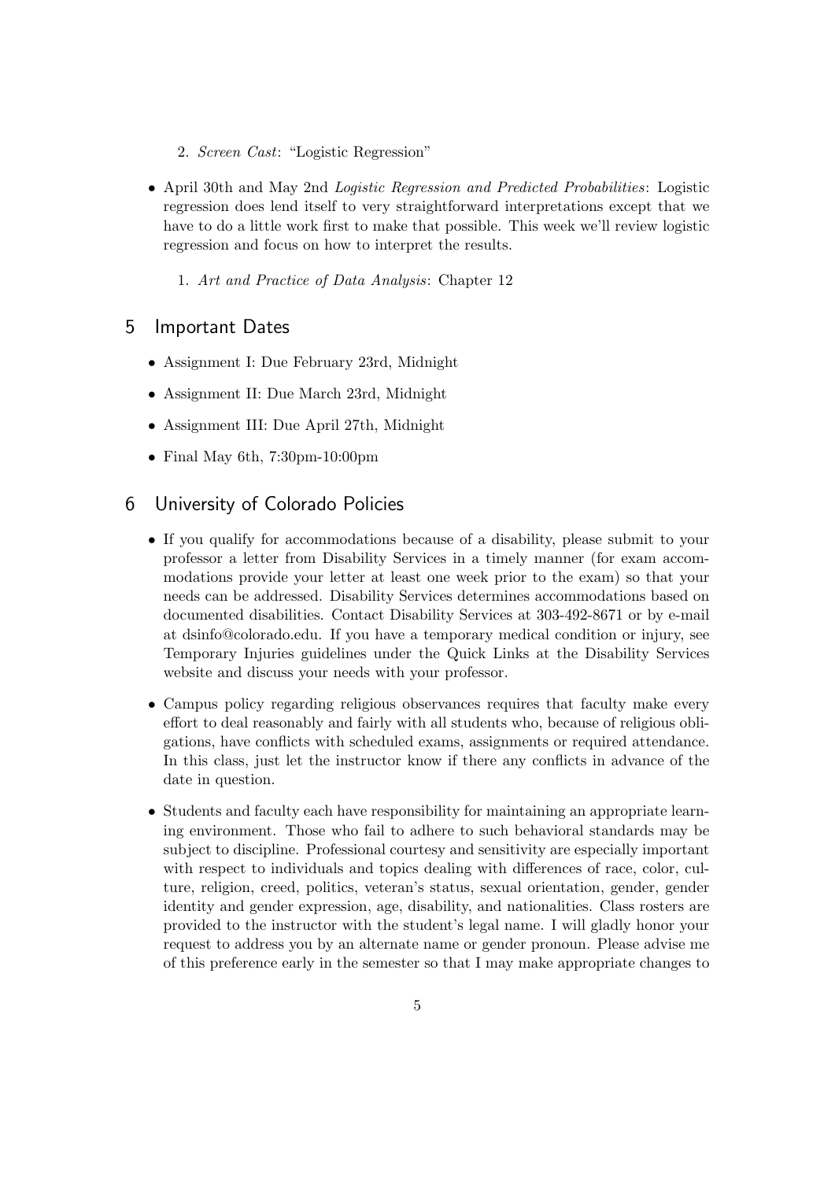2. *Screen Cast*: "Logistic Regression"

- April 30th and May 2nd *Logistic Regression and Predicted Probabilities*: Logistic regression does lend itself to very straightforward interpretations except that we have to do a little work first to make that possible. This week we'll review logistic regression and focus on how to interpret the results.

  1. *Art and Practice of Data Analysis*: Chapter 12

## 5 Important Dates

- Assignment I: Due February 23rd, Midnight
- Assignment II: Due March 23rd, Midnight
- Assignment III: Due April 27th, Midnight
- Final May 6th, 7:30pm-10:00pm

## 6 University of Colorado Policies

- If you qualify for accommodations because of a disability, please submit to your professor a letter from Disability Services in a timely manner (for exam accommodations provide your letter at least one week prior to the exam) so that your needs can be addressed. Disability Services determines accommodations based on documented disabilities. Contact Disability Services at 303-492-8671 or by e-mail at dsinfo@colorado.edu. If you have a temporary medical condition or injury, see Temporary Injuries guidelines under the Quick Links at the Disability Services website and discuss your needs with your professor.

- Campus policy regarding religious observances requires that faculty make every effort to deal reasonably and fairly with all students who, because of religious obligations, have conflicts with scheduled exams, assignments or required attendance. In this class, just let the instructor know if there any conflicts in advance of the date in question.

- Students and faculty each have responsibility for maintaining an appropriate learning environment. Those who fail to adhere to such behavioral standards may be subject to discipline. Professional courtesy and sensitivity are especially important with respect to individuals and topics dealing with differences of race, color, culture, religion, creed, politics, veteran's status, sexual orientation, gender, gender identity and gender expression, age, disability, and nationalities. Class rosters are provided to the instructor with the student's legal name. I will gladly honor your request to address you by an alternate name or gender pronoun. Please advise me of this preference early in the semester so that I may make appropriate changes to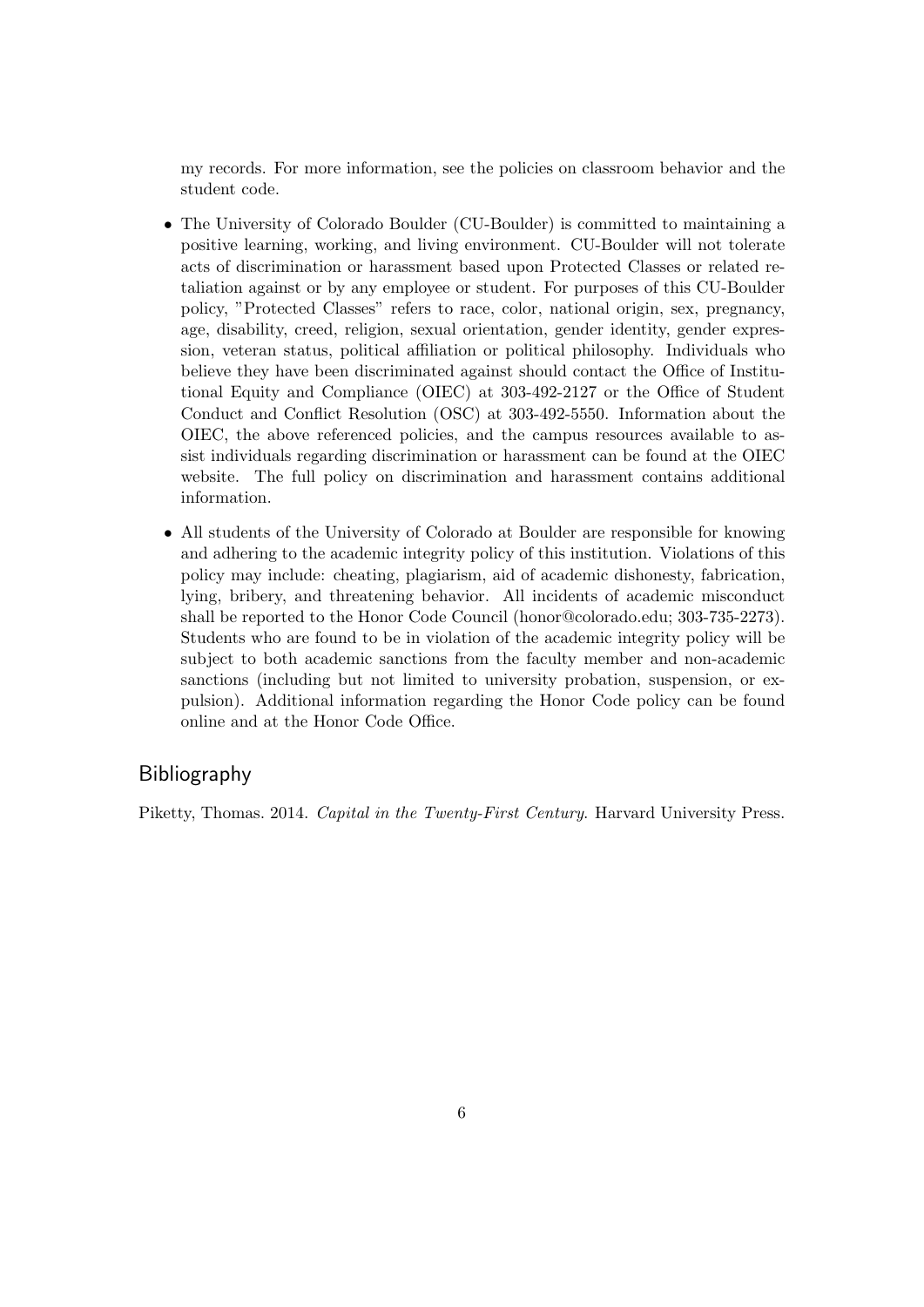my records. For more information, see the policies on classroom behavior and the student code.

- The University of Colorado Boulder (CU-Boulder) is committed to maintaining a positive learning, working, and living environment. CU-Boulder will not tolerate acts of discrimination or harassment based upon Protected Classes or related retaliation against or by any employee or student. For purposes of this CU-Boulder policy, "Protected Classes" refers to race, color, national origin, sex, pregnancy, age, disability, creed, religion, sexual orientation, gender identity, gender expression, veteran status, political affiliation or political philosophy. Individuals who believe they have been discriminated against should contact the Office of Institutional Equity and Compliance (OIEC) at 303-492-2127 or the Office of Student Conduct and Conflict Resolution (OSC) at 303-492-5550. Information about the OIEC, the above referenced policies, and the campus resources available to assist individuals regarding discrimination or harassment can be found at the OIEC website. The full policy on discrimination and harassment contains additional information.
- All students of the University of Colorado at Boulder are responsible for knowing and adhering to the academic integrity policy of this institution. Violations of this policy may include: cheating, plagiarism, aid of academic dishonesty, fabrication, lying, bribery, and threatening behavior. All incidents of academic misconduct shall be reported to the Honor Code Council (honor@colorado.edu; 303-735-2273). Students who are found to be in violation of the academic integrity policy will be subject to both academic sanctions from the faculty member and non-academic sanctions (including but not limited to university probation, suspension, or expulsion). Additional information regarding the Honor Code policy can be found online and at the Honor Code Office.

## Bibliography

Piketty, Thomas. 2014. *Capital in the Twenty-First Century*. Harvard University Press.